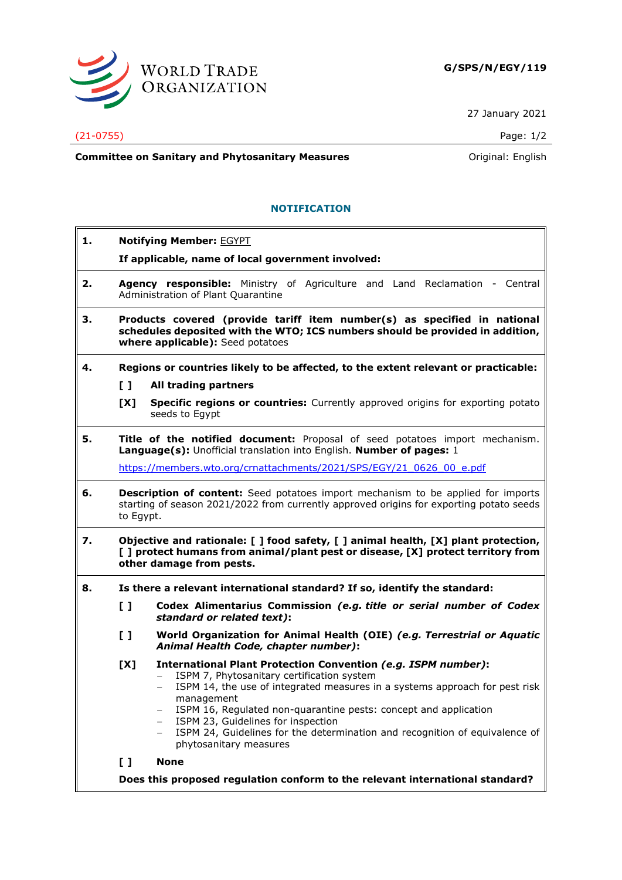**G/SPS/N/EGY/119**

27 January 2021

(21-0755)

**Committee on Sanitary and Phytosanitary Measures**

Original: English

## NOTIFICATION

**1.** **Notifying Member:** EGYPT

**If applicable, name of local government involved:**

**2.** **Agency responsible:** Ministry of Agriculture and Land Reclamation - Central Administration of Plant Quarantine

**3.** **Products covered (provide tariff item number(s) as specified in national schedules deposited with the WTO; ICS numbers should be provided in addition, where applicable):** Seed potatoes

**4.** **Regions or countries likely to be affected, to the extent relevant or practicable:**

[ ] **All trading partners**

[X] **Specific regions or countries:** Currently approved origins for exporting potato seeds to Egypt

**5.** **Title of the notified document:** Proposal of seed potatoes import mechanism. **Language(s):** Unofficial translation into English. **Number of pages:** 1

https://members.wto.org/crnattachments/2021/SPS/EGY/21_0626_00_e.pdf

**6.** **Description of content:** Seed potatoes import mechanism to be applied for imports starting of season 2021/2022 from currently approved origins for exporting potato seeds to Egypt.

**7.** **Objective and rationale: [ ] food safety, [ ] animal health, [X] plant protection, [ ] protect humans from animal/plant pest or disease, [X] protect territory from other damage from pests.**

**8.** **Is there a relevant international standard? If so, identify the standard:**

[ ] **Codex Alimentarius Commission** ***(e.g. title or serial number of Codex standard or related text)*****:**

[ ] **World Organization for Animal Health (OIE)** ***(e.g. Terrestrial or Aquatic Animal Health Code, chapter number)*****:**

[X] **International Plant Protection Convention** ***(e.g. ISPM number)*****:**

- ISPM 7, Phytosanitary certification system
- ISPM 14, the use of integrated measures in a systems approach for pest risk management
- ISPM 16, Regulated non-quarantine pests: concept and application
- ISPM 23, Guidelines for inspection
- ISPM 24, Guidelines for the determination and recognition of equivalence of phytosanitary measures

[ ] **None**

**Does this proposed regulation conform to the relevant international standard?**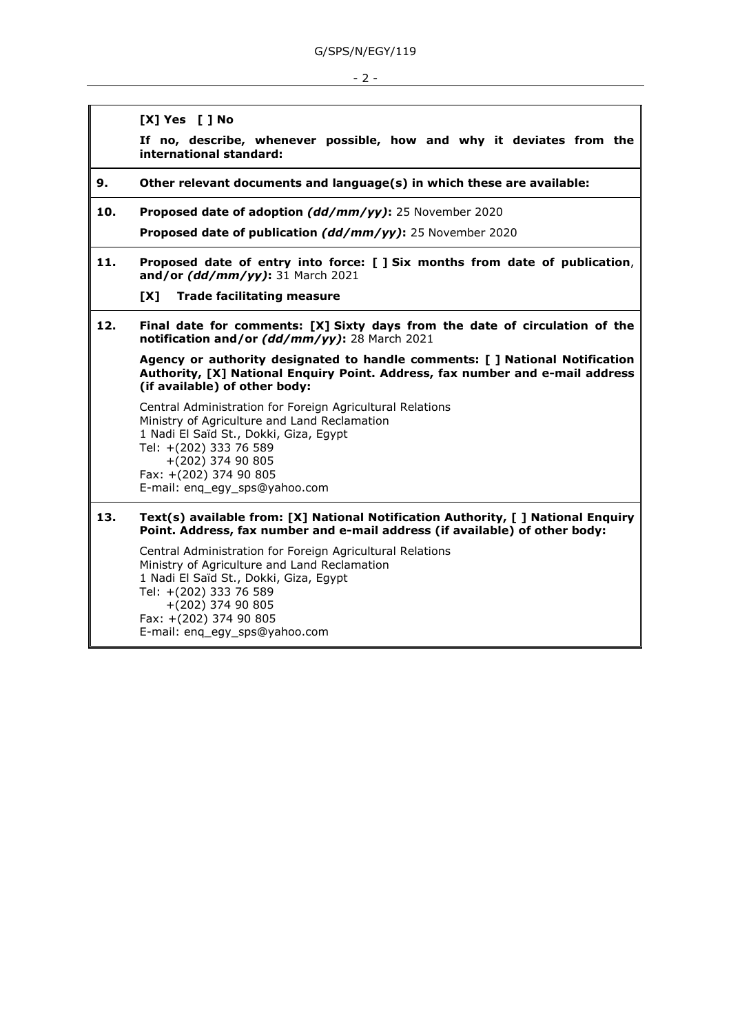**[X] Yes [ ] No**

**If no, describe, whenever possible, how and why it deviates from the international standard:**

**9. Other relevant documents and language(s) in which these are available:**

**10. Proposed date of adoption *(dd/mm/yy)*:** 25 November 2020

**Proposed date of publication *(dd/mm/yy)*:** 25 November 2020

**11. Proposed date of entry into force: [ ] Six months from date of publication**, **and/or *(dd/mm/yy)*:** 31 March 2021

**[X] Trade facilitating measure**

**12. Final date for comments: [X] Sixty days from the date of circulation of the notification and/or *(dd/mm/yy)*:** 28 March 2021

**Agency or authority designated to handle comments: [ ] National Notification Authority, [X] National Enquiry Point. Address, fax number and e-mail address (if available) of other body:**

Central Administration for Foreign Agricultural Relations
Ministry of Agriculture and Land Reclamation
1 Nadi El Saïd St., Dokki, Giza, Egypt
Tel: +(202) 333 76 589
+(202) 374 90 805
Fax: +(202) 374 90 805
E-mail: enq_egy_sps@yahoo.com

**13. Text(s) available from: [X] National Notification Authority, [ ] National Enquiry Point. Address, fax number and e-mail address (if available) of other body:**

Central Administration for Foreign Agricultural Relations
Ministry of Agriculture and Land Reclamation
1 Nadi El Saïd St., Dokki, Giza, Egypt
Tel: +(202) 333 76 589
+(202) 374 90 805
Fax: +(202) 374 90 805
E-mail: enq_egy_sps@yahoo.com